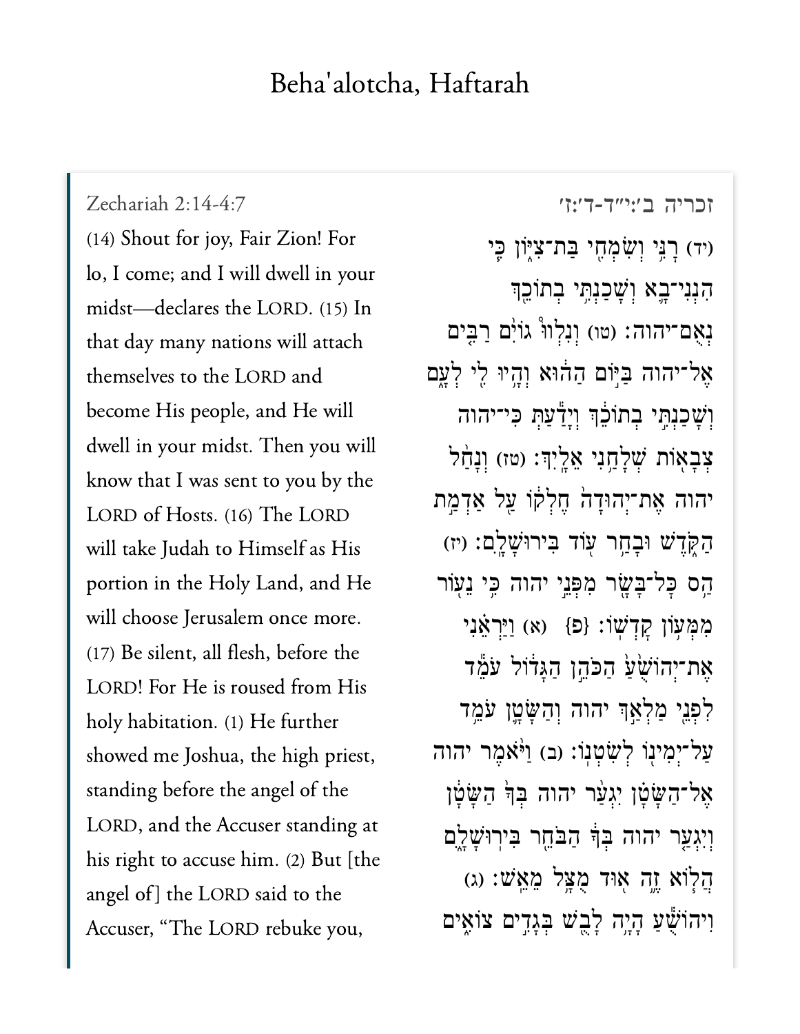# Beha'alotcha, Haftarah

Zechariah 2:14-4:7

(14) Shout for joy, Fair Zion! For lo, I come; and I will dwell in your midst—declares the LORD. (15) In that day many nations will attach themselves to the LORD and become His people, and He will dwell in your midst. Then you will know that I was sent to you by the LORD of Hosts. (16) The LORD will take Judah to Himself as His portion in the Holy Land, and He will choose Jerusalem once more. (17) Be silent, all flesh, before the LORD! For He is roused from His holy habitation. (1) He further showed me Joshua, the high priest, standing before the angel of the LORD, and the Accuser standing at his right to accuse him. (2) But [the angel of] the LORD said to the Accuser, "The LORD rebuke you,

זכריה ב׳:י״ד-ד׳:ז׳

(יד) רָנִּי וְשִׂמְחִי בַּת־צִיּ֑וֹן כִּ֧י הִנְנִי־בָ֛א וְשָׁכַנְתִּ֥י בְתוֹכֵ֖ךְ נְאֻם־יהוה׃ (טו) וְנִלְווּ֩ גוֹיִ֨ם רַבִּ֤ים אֶל־יהוה בַּיּ֣וֹם הַה֔וּא וְהָ֥יוּ לִ֖י לְעָ֑ם וְשָׁכַנְתִּ֣י בְתוֹכֵ֔ךְ וְיָדַ֕עַתְּ כִּֽי־יהוה צְבָא֖וֹת שְׁלָחַ֥נִי אֵלָֽיִךְ׃ (טז) וְנָחַ֨ל יהוה אֶת־יְהוּדָה֙ חֶלְק֔וֹ עַ֖ל אַדְמַ֣ת הַקֹּ֑דֶשׁ וּבָחַ֥ר ע֖וֹד בִּירוּשָׁלָֽ͏ִם׃ (יז) הַ֥ס כָּל־בָּשָׂ֖ר מִפְּנֵ֣י יהוה כִּ֥י נֵע֖וֹר מִמְּע֥וֹן קָדְשֽׁוֹ׃ {פ} (א) וַיַּרְאֵ֗נִי אֶת־יְהוֹשֻׁ֙עַ֙ הַכֹּהֵ֣ן הַגָּד֔וֹל עֹמֵ֕ד לִפְנֵ֖י מַלְאַ֣ךְ יהוה וְהַשָּׂטָ֛ן עֹמֵ֥ד עַל־יְמִינ֖וֹ לְשִׂטְנֽוֹ׃ (ב) וַיֹּ֨אמֶר יהוה אֶל־הַשָּׂטָ֗ן יִגְעַ֨ר יהוה בְּךָ֙ הַשָּׂטָ֔ן וְיִגְעַ֤ר יהוה בְּךָ֔ הַבֹּחֵ֖ר בִּירוּשָׁלָ֑͏ִם הֲל֧וֹא זֶ֦ה א֖וּד מֻצָּ֥ל מֵאֵֽשׁ׃ (ג) וִיהוֹשֻׁ֗עַ הָיָ֥ה לָבֻ֛שׁ בְּגָדִ֖ים צוֹאִ֑ים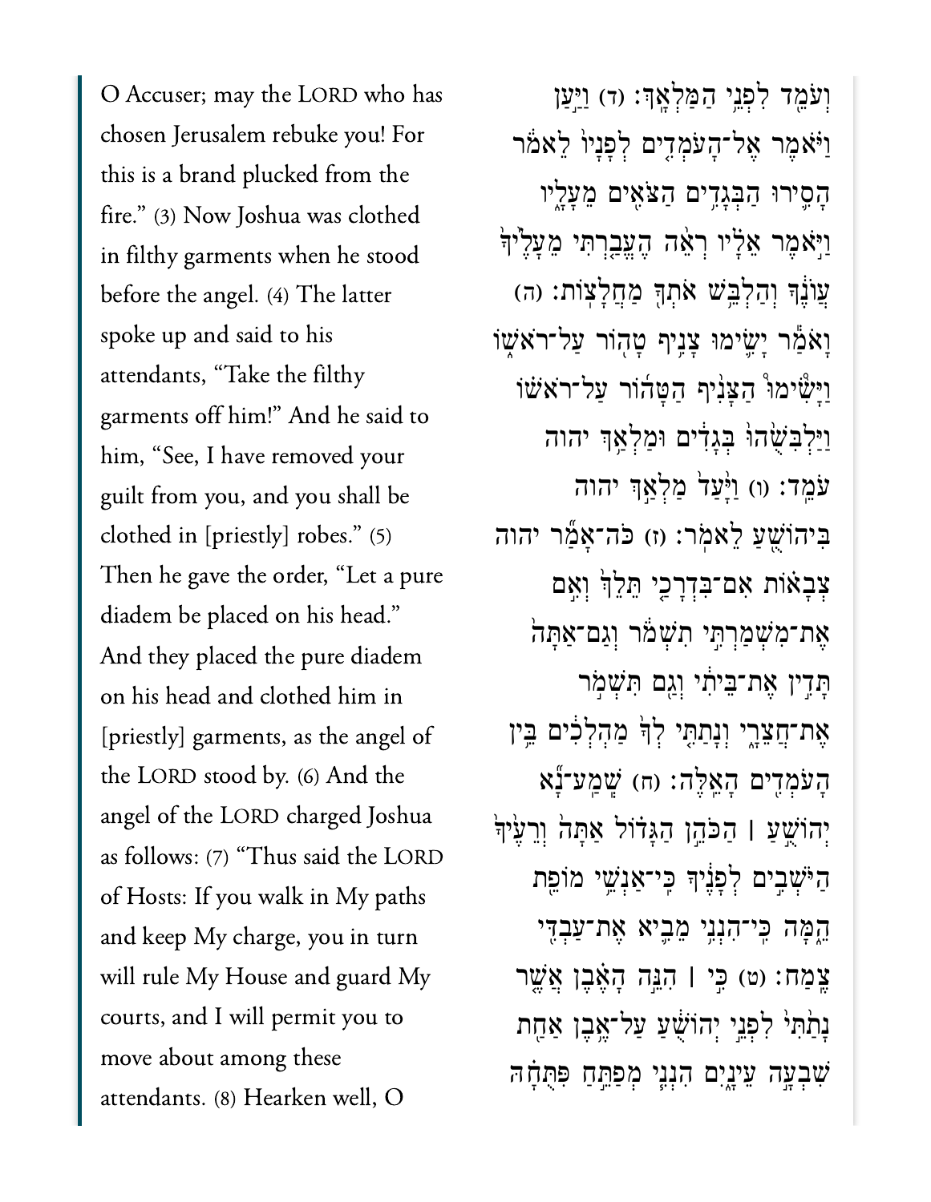O Accuser; may the LORD who has chosen Jerusalem rebuke you! For this is a brand plucked from the fire." (3) Now Joshua was clothed in filthy garments when he stood before the angel. (4) The latter spoke up and said to his attendants, "Take the filthy garments off him!" And he said to him, "See, I have removed your guilt from you, and you shall be clothed in [priestly] robes." (5) Then he gave the order, "Let a pure diadem be placed on his head." And they placed the pure diadem on his head and clothed him in [priestly] garments, as the angel of the LORD stood by. (6) And the angel of the LORD charged Joshua as follows: (7) "Thus said the LORD of Hosts: If you walk in My paths and keep My charge, you in turn will rule My House and guard My courts, and I will permit you to move about among these attendants. (8) Hearken well, O

וְעֹמֵ֖ד לִפְנֵ֣י הַמַּלְאָֽךְ׃ (ד) וַיַּ֣עַן וַיֹּ֗אמֶר אֶל־הָעֹמְדִ֤ים לְפָנָיו֙ לֵאמֹ֔ר הָסִ֛ירוּ הַבְּגָדִ֥ים הַצֹּאִ֖ים מֵעָלָ֑יו וַיֹּ֣אמֶר אֵלָ֗יו רְאֵ֨ה הֶעֱבַ֤רְתִּי מֵעָלֶ֙יךָ֙ עֲוֺנֶ֔ךָ וְהַלְבֵּ֥שׁ אֹתְךָ֖ מַחֲלָצֽוֹת׃ (ה) וָאֹמַ֕ר יָשִׂ֛ימוּ צָנִ֥יף טָה֖וֹר עַל־רֹאשׁ֑וֹ וַיָּשִׂ֩ימוּ֩ הַצָּנִ֨יף הַטָּה֜וֹר עַל־רֹאשׁ֗וֹ וַיַּלְבִּשֻׁ֙הוּ֙ בְּגָדִ֔ים וּמַלְאַ֥ךְ יהוה עֹמֵֽד׃ (ו) וַיָּ֙עַד֙ מַלְאַ֣ךְ יהוה בִּיהוֹשֻׁ֖עַ לֵאמֹֽר׃ (ז) כֹּֽה־אָמַ֞ר יהוה צְבָא֗וֹת אִם־בִּדְרָכַ֤י תֵּלֵךְ֙ וְאִ֣ם אֶת־מִשְׁמַרְתִּ֣י תִשְׁמֹ֔ר וְגַם־אַתָּה֙ תָּדִ֣ין אֶת־בֵּיתִ֔י וְגַ֖ם תִּשְׁמֹ֣ר אֶת־חֲצֵרָ֑י וְנָתַתִּ֤י לְךָ֙ מַהְלְכִ֔ים בֵּ֥ין הָעֹמְדִ֖ים הָאֵֽלֶּה׃ (ח) שְֽׁמַֽע־נָ֞א יְהוֹשֻׁ֣עַ ׀ הַכֹּהֵ֣ן הַגָּד֗וֹל אַתָּה֙ וְרֵעֶ֙יךָ֙ הַיֹּשְׁבִ֣ים לְפָנֶ֔יךָ כִּֽי־אַנְשֵׁ֥י מוֹפֵ֖ת הֵ֑מָּה כִּֽי־הִנְנִ֥י מֵבִ֛יא אֶת־עַבְדִּ֖י צֶֽמַח׃ (ט) כִּ֣י ׀ הִנֵּ֣ה הָאֶ֗בֶן אֲשֶׁ֤ר נָתַ֙תִּי֙ לִפְנֵ֣י יְהוֹשֻׁ֔עַ עַל־אֶ֥בֶן אַחַ֖ת שִׁבְעָ֣ה עֵינָ֑יִם הִנְנִ֧י מְפַתֵּ֣חַ פִּתֻּחָ֗הּ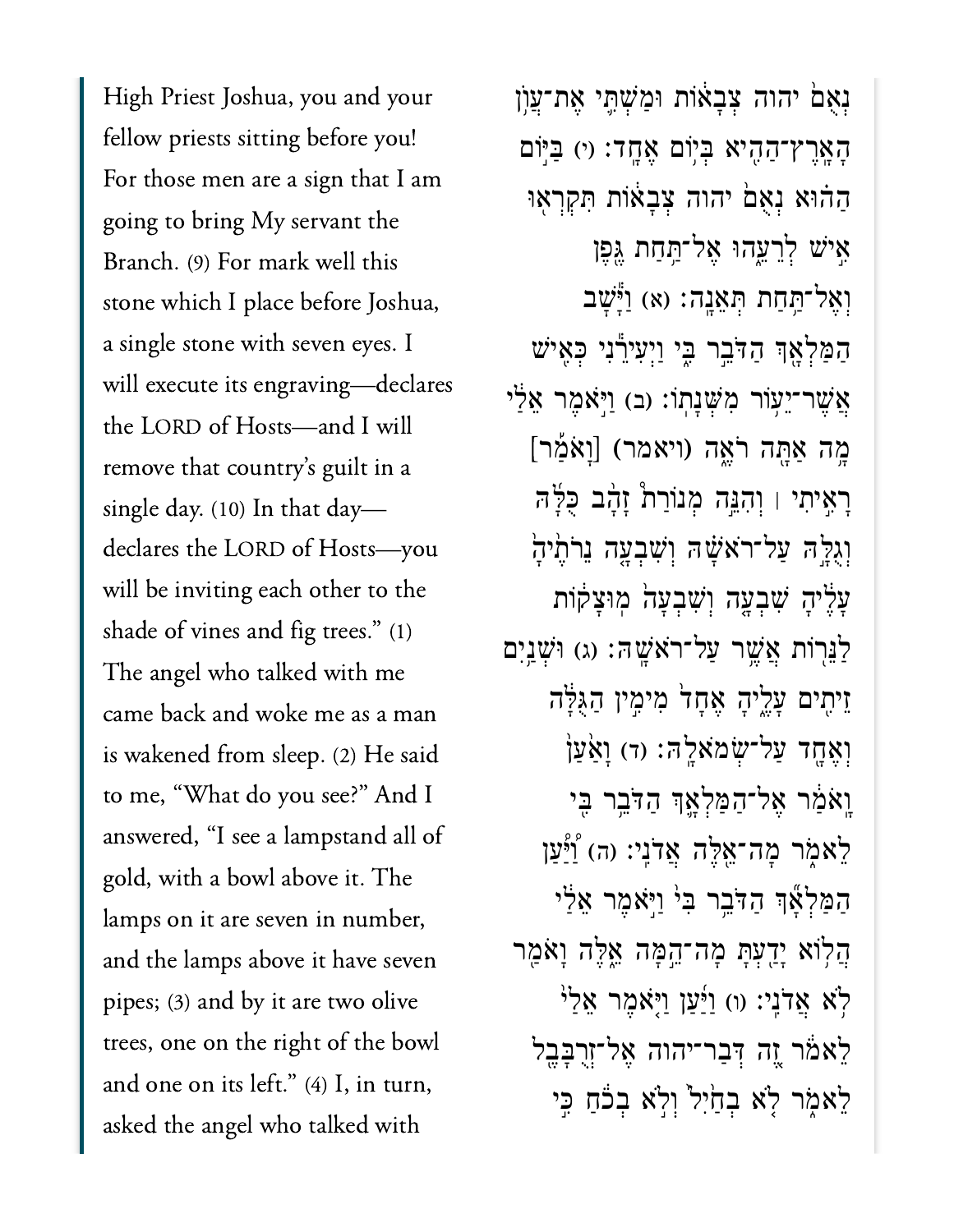High Priest Joshua, you and your fellow priests sitting before you! For those men are a sign that I am going to bring My servant the Branch. (9) For mark well this stone which I place before Joshua, a single stone with seven eyes. I will execute its engraving—declares the LORD of Hosts—and I will remove that country's guilt in a single day. (10) In that day—declares the LORD of Hosts—you will be inviting each other to the shade of vines and fig trees." (1) The angel who talked with me came back and woke me as a man is wakened from sleep. (2) He said to me, "What do you see?" And I answered, "I see a lampstand all of gold, with a bowl above it. The lamps on it are seven in number, and the lamps above it have seven pipes; (3) and by it are two olive trees, one on the right of the bowl and one on its left." (4) I, in turn, asked the angel who talked with

נְאֻם֙ יהוה צְבָא֔וֹת וּמַשְׁתִּ֛י אֶת־עֲוֺ֥ן הָאָֽרֶץ־הַהִ֖יא בְּי֥וֹם אֶחָֽד׃ (י) בַּיּ֣וֹם הַה֗וּא נְאֻם֙ יהוה צְבָא֔וֹת תִּקְרְא֖וּ אִ֣ישׁ לְרֵעֵ֑הוּ אֶל־תַּ֥חַת גֶּ֖פֶן וְאֶל־תַּ֥חַת תְּאֵנָֽה׃ (א) וַיָּ֕שָׁב הַמַּלְאָ֖ךְ הַדֹּבֵ֣ר בִּ֑י וַיְעִירֵ֕נִי כְּאִ֖ישׁ אֲשֶׁר־יֵע֥וֹר מִשְּׁנָתֽוֹ׃ (ב) וַיֹּ֣אמֶר אֵלַ֔י מָ֥ה אַתָּ֖ה רֹאֶ֑ה (ויאמר) [וָאֹמַ֡ר] רָאִ֣יתִי ׀ וְהִנֵּ֣ה מְנוֹרַת֩ זָהָ֨ב כֻּלָּ֜הּ וְגֻלָּ֣הּ עַל־רֹאשָׁ֗הּ וְשִׁבְעָ֤ה נֵרֹתֶ֙יהָ֙ עָלֶ֔יהָ שִׁבְעָ֤ה וְשִׁבְעָה֙ מֽוּצָק֔וֹת לַנֵּר֖וֹת אֲשֶׁ֥ר עַל־רֹאשָֽׁהּ׃ (ג) וּשְׁנַ֥יִם זֵיתִ֖ים עָלֶ֑יהָ אֶחָד֙ מִימִ֣ין הַגֻּלָּ֔ה וְאֶחָ֖ד עַל־שְׂמֹאלָֽהּ׃ (ד) וָאַ֙עַן֙ וָֽאֹמַ֔ר אֶל־הַמַּלְאָ֛ךְ הַדֹּבֵ֥ר בִּ֖י לֵאמֹ֑ר מָה־אֵ֖לֶּה אֲדֹנִֽי׃ (ה) וַ֠יַּעַן הַמַּלְאָ֞ךְ הַדֹּבֵ֣ר בִּ֗י וַיֹּ֣אמֶר אֵלַ֔י הֲל֥וֹא יָדַ֖עְתָּ מָה־הֵ֣מָּה אֵ֑לֶּה וָאֹמַ֖ר לֹ֥א אֲדֹנִֽי׃ (ו) וַיַּ֜עַן וַיֹּ֤אמֶר אֵלַי֙ לֵאמֹ֔ר זֶ֚ה דְּבַר־יהוה אֶל־זְרֻבָּבֶ֖ל לֵאמֹ֑ר לֹ֤א בְחַ֙יִל֙ וְלֹ֣א בְכֹ֔חַ כִּ֣י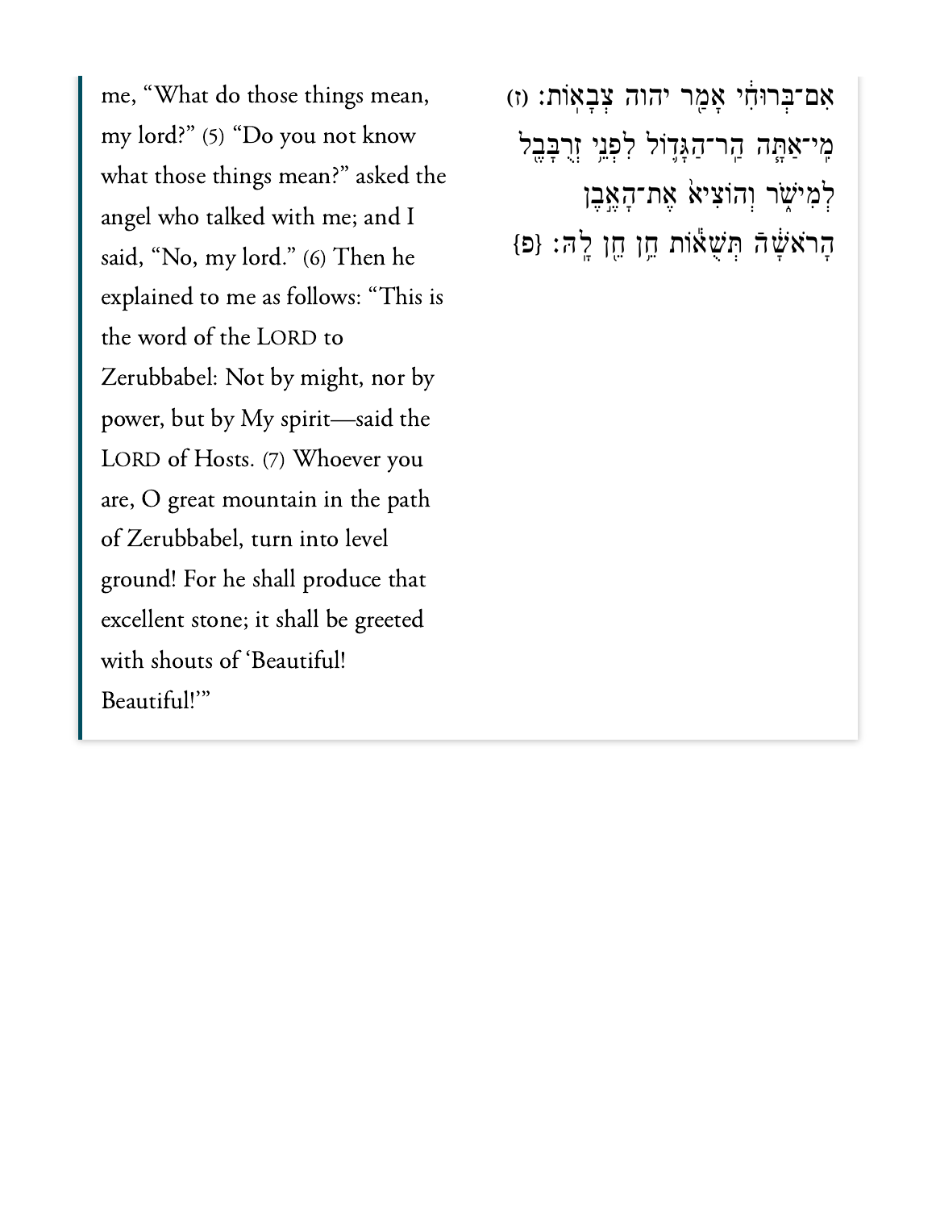me, "What do those things mean, my lord?" (5) "Do you not know what those things mean?" asked the angel who talked with me; and I said, "No, my lord." (6) Then he explained to me as follows: "This is the word of the LORD to Zerubbabel: Not by might, nor by power, but by My spirit—said the LORD of Hosts. (7) Whoever you are, O great mountain in the path of Zerubbabel, turn into level ground! For he shall produce that excellent stone; it shall be greeted with shouts of 'Beautiful! Beautiful!'"

אִם־בְּרוּחִ֔י אָמַ֖ר יהוה צְבָאֽוֹת׃ (ז) מִֽי־אַתָּ֧ה הַֽר־הַגָּד֛וֹל לִפְנֵ֥י זְרֻבָּבֶ֖ל לְמִישֹׁ֑ר וְהוֹצִיא֙ אֶת־הָאֶ֣בֶן הָרֹאשָׁ֔ה תְּשֻׁא֕וֹת חֵ֥ן חֵ֖ן לָֽהּ׃ {פ}